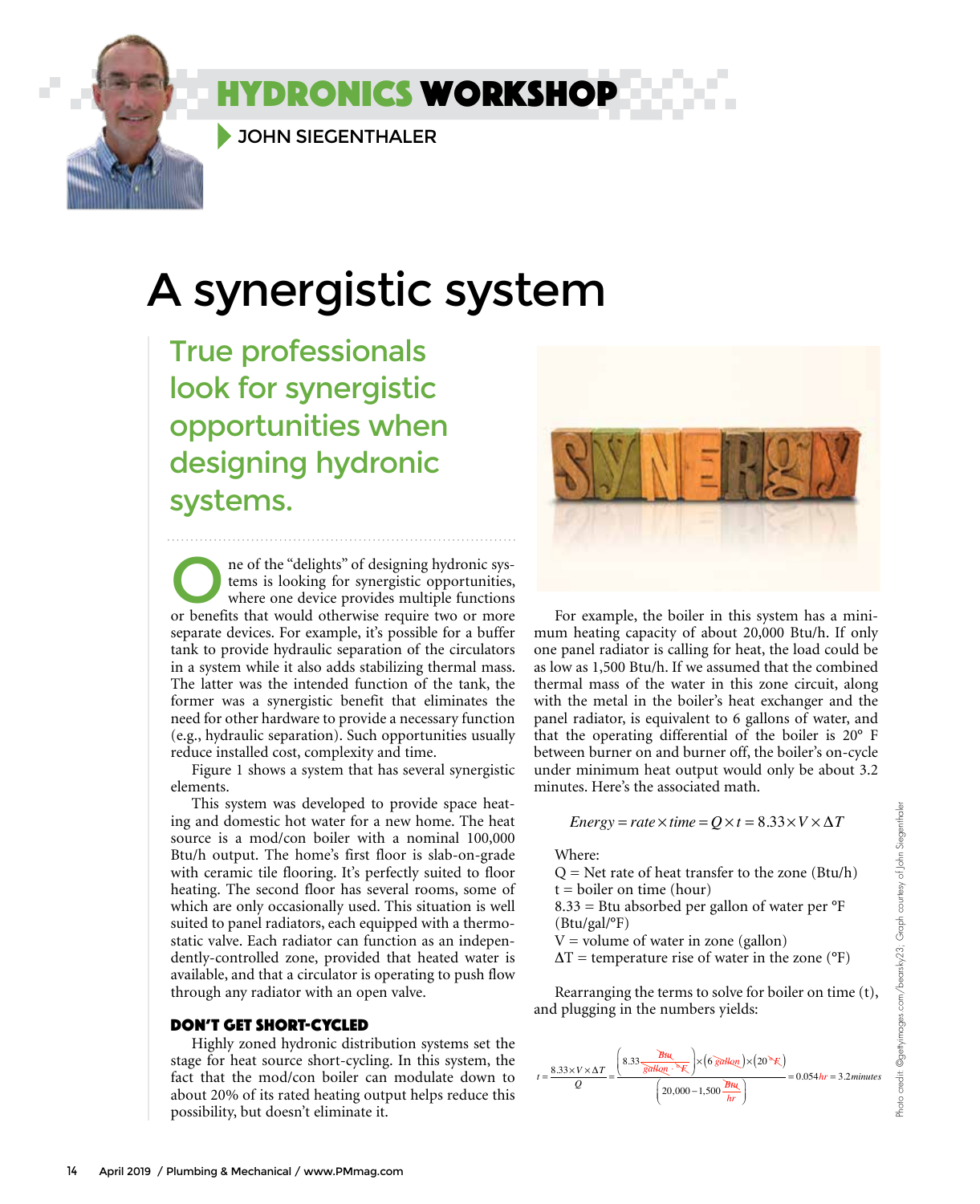# HYDRONICS WORKSHOP

JOHN SIEGENTHALER

# A synergistic system

## True professionals look for synergistic opportunities when designing hydronic systems.

One of the "delights" of designing hydronic systems is looking for synergistic opportunities, where one device provides multiple functions or benefits that would otherwise require two or more separate devices. For example, it's possible for a buffer tank to provide hydraulic separation of the circulators in a system while it also adds stabilizing thermal mass. The latter was the intended function of the tank, the former was a synergistic benefit that eliminates the need for other hardware to provide a necessary function (e.g., hydraulic separation). Such opportunities usually reduce installed cost, complexity and time.

Figure 1 shows a system that has several synergistic elements.

This system was developed to provide space heating and domestic hot water for a new home. The heat source is a mod/con boiler with a nominal 100,000 Btu/h output. The home's first floor is slab-on-grade with ceramic tile flooring. It's perfectly suited to floor heating. The second floor has several rooms, some of which are only occasionally used. This situation is well suited to panel radiators, each equipped with a thermostatic valve. Each radiator can function as an independently-controlled zone, provided that heated water is available, and that a circulator is operating to push flow through any radiator with an open valve.

### DON'T GET SHORT-CYCLED

Highly zoned hydronic distribution systems set the stage for heat source short-cycling. In this system, the fact that the mod/con boiler can modulate down to about 20% of its rated heating output helps reduce this possibility, but doesn't eliminate it.

For example, the boiler in this system has a minimum heating capacity of about 20,000 Btu/h. If only one panel radiator is calling for heat, the load could be as low as 1,500 Btu/h. If we assumed that the combined thermal mass of the water in this zone circuit, along with the metal in the boiler's heat exchanger and the panel radiator, is equivalent to 6 gallons of water, and that the operating differential of the boiler is 20° F between burner on and burner off, the boiler's on-cycle under minimum heat output would only be about 3.2 minutes. Here's the associated math.

$$Energy = rate \times time = Q \times t = 8.33 \times V \times \Delta T$$

Where:

Q = Net rate of heat transfer to the zone (Btu/h)
t = boiler on time (hour)
8.33 = Btu absorbed per gallon of water per °F (Btu/gal/°F)
V = volume of water in zone (gallon)
ΔT = temperature rise of water in the zone (°F)

Rearranging the terms to solve for boiler on time (t), and plugging in the numbers yields:

$$t = \frac{8.33 \times V \times \Delta T}{Q} = \frac{\left(8.33 \frac{Btu}{gallon \cdot {}^\circ F}\right) \times (6\ gallon) \times (20\ {}^\circ F)}{\left(20{,}000 - 1{,}500 \frac{Btu}{hr}\right)} = 0.054\,hr = 3.2\,minutes$$

Photo credit: ©gettyimages.com/bearsky23. Graph courtesy of John Siegenthaler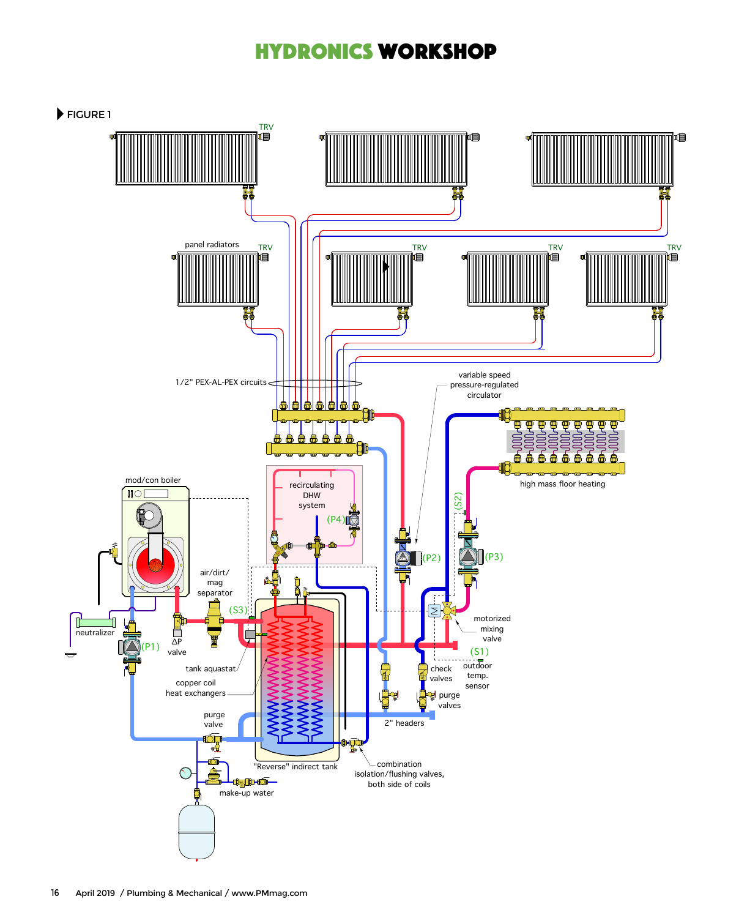FIGURE 1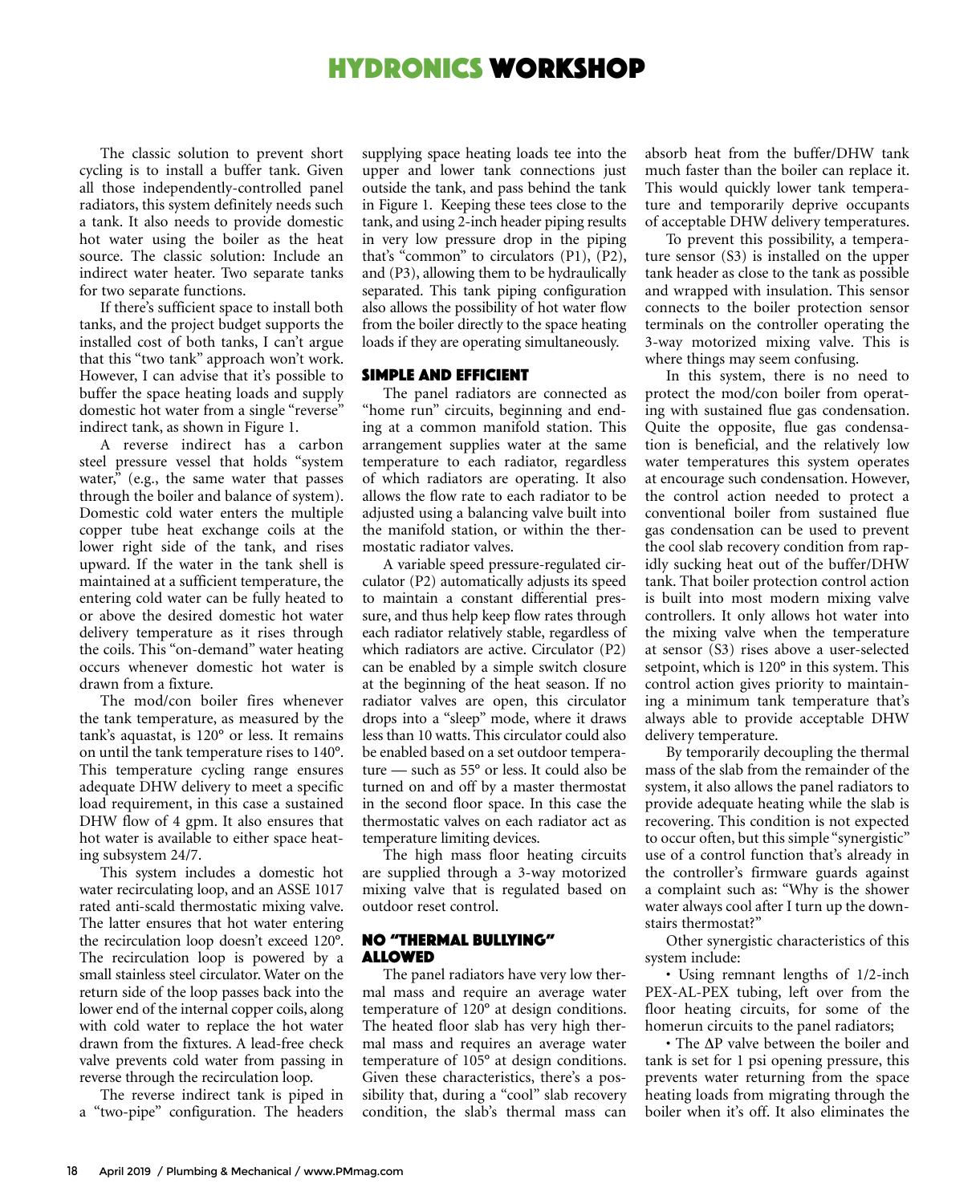The classic solution to prevent short cycling is to install a buffer tank. Given all those independently-controlled panel radiators, this system definitely needs such a tank. It also needs to provide domestic hot water using the boiler as the heat source. The classic solution: Include an indirect water heater. Two separate tanks for two separate functions.

If there's sufficient space to install both tanks, and the project budget supports the installed cost of both tanks, I can't argue that this "two tank" approach won't work. However, I can advise that it's possible to buffer the space heating loads and supply domestic hot water from a single "reverse" indirect tank, as shown in Figure 1.

A reverse indirect has a carbon steel pressure vessel that holds "system water," (e.g., the same water that passes through the boiler and balance of system). Domestic cold water enters the multiple copper tube heat exchange coils at the lower right side of the tank, and rises upward. If the water in the tank shell is maintained at a sufficient temperature, the entering cold water can be fully heated to or above the desired domestic hot water delivery temperature as it rises through the coils. This "on-demand" water heating occurs whenever domestic hot water is drawn from a fixture.

The mod/con boiler fires whenever the tank temperature, as measured by the tank's aquastat, is 120° or less. It remains on until the tank temperature rises to 140°. This temperature cycling range ensures adequate DHW delivery to meet a specific load requirement, in this case a sustained DHW flow of 4 gpm. It also ensures that hot water is available to either space heating subsystem 24/7.

This system includes a domestic hot water recirculating loop, and an ASSE 1017 rated anti-scald thermostatic mixing valve. The latter ensures that hot water entering the recirculation loop doesn't exceed 120°. The recirculation loop is powered by a small stainless steel circulator. Water on the return side of the loop passes back into the lower end of the internal copper coils, along with cold water to replace the hot water drawn from the fixtures. A lead-free check valve prevents cold water from passing in reverse through the recirculation loop.

The reverse indirect tank is piped in a "two-pipe" configuration. The headers supplying space heating loads tee into the upper and lower tank connections just outside the tank, and pass behind the tank in Figure 1. Keeping these tees close to the tank, and using 2-inch header piping results in very low pressure drop in the piping that's "common" to circulators (P1), (P2), and (P3), allowing them to be hydraulically separated. This tank piping configuration also allows the possibility of hot water flow from the boiler directly to the space heating loads if they are operating simultaneously.

## Simple and efficient

The panel radiators are connected as "home run" circuits, beginning and ending at a common manifold station. This arrangement supplies water at the same temperature to each radiator, regardless of which radiators are operating. It also allows the flow rate to each radiator to be adjusted using a balancing valve built into the manifold station, or within the thermostatic radiator valves.

A variable speed pressure-regulated circulator (P2) automatically adjusts its speed to maintain a constant differential pressure, and thus help keep flow rates through each radiator relatively stable, regardless of which radiators are active. Circulator (P2) can be enabled by a simple switch closure at the beginning of the heat season. If no radiator valves are open, this circulator drops into a "sleep" mode, where it draws less than 10 watts. This circulator could also be enabled based on a set outdoor temperature — such as 55° or less. It could also be turned on and off by a master thermostat in the second floor space. In this case the thermostatic valves on each radiator act as temperature limiting devices.

The high mass floor heating circuits are supplied through a 3-way motorized mixing valve that is regulated based on outdoor reset control.

## No "thermal bullying" allowed

The panel radiators have very low thermal mass and require an average water temperature of 120° at design conditions. The heated floor slab has very high thermal mass and requires an average water temperature of 105° at design conditions. Given these characteristics, there's a possibility that, during a "cool" slab recovery condition, the slab's thermal mass can absorb heat from the buffer/DHW tank much faster than the boiler can replace it. This would quickly lower tank temperature and temporarily deprive occupants of acceptable DHW delivery temperatures.

To prevent this possibility, a temperature sensor (S3) is installed on the upper tank header as close to the tank as possible and wrapped with insulation. This sensor connects to the boiler protection sensor terminals on the controller operating the 3-way motorized mixing valve. This is where things may seem confusing.

In this system, there is no need to protect the mod/con boiler from operating with sustained flue gas condensation. Quite the opposite, flue gas condensation is beneficial, and the relatively low water temperatures this system operates at encourage such condensation. However, the control action needed to protect a conventional boiler from sustained flue gas condensation can be used to prevent the cool slab recovery condition from rapidly sucking heat out of the buffer/DHW tank. That boiler protection control action is built into most modern mixing valve controllers. It only allows hot water into the mixing valve when the temperature at sensor (S3) rises above a user-selected setpoint, which is 120° in this system. This control action gives priority to maintaining a minimum tank temperature that's always able to provide acceptable DHW delivery temperature.

By temporarily decoupling the thermal mass of the slab from the remainder of the system, it also allows the panel radiators to provide adequate heating while the slab is recovering. This condition is not expected to occur often, but this simple "synergistic" use of a control function that's already in the controller's firmware guards against a complaint such as: "Why is the shower water always cool after I turn up the downstairs thermostat?"

Other synergistic characteristics of this system include:

- Using remnant lengths of 1/2-inch PEX-AL-PEX tubing, left over from the floor heating circuits, for some of the homerun circuits to the panel radiators;
- The ΔP valve between the boiler and tank is set for 1 psi opening pressure, this prevents water returning from the space heating loads from migrating through the boiler when it's off. It also eliminates the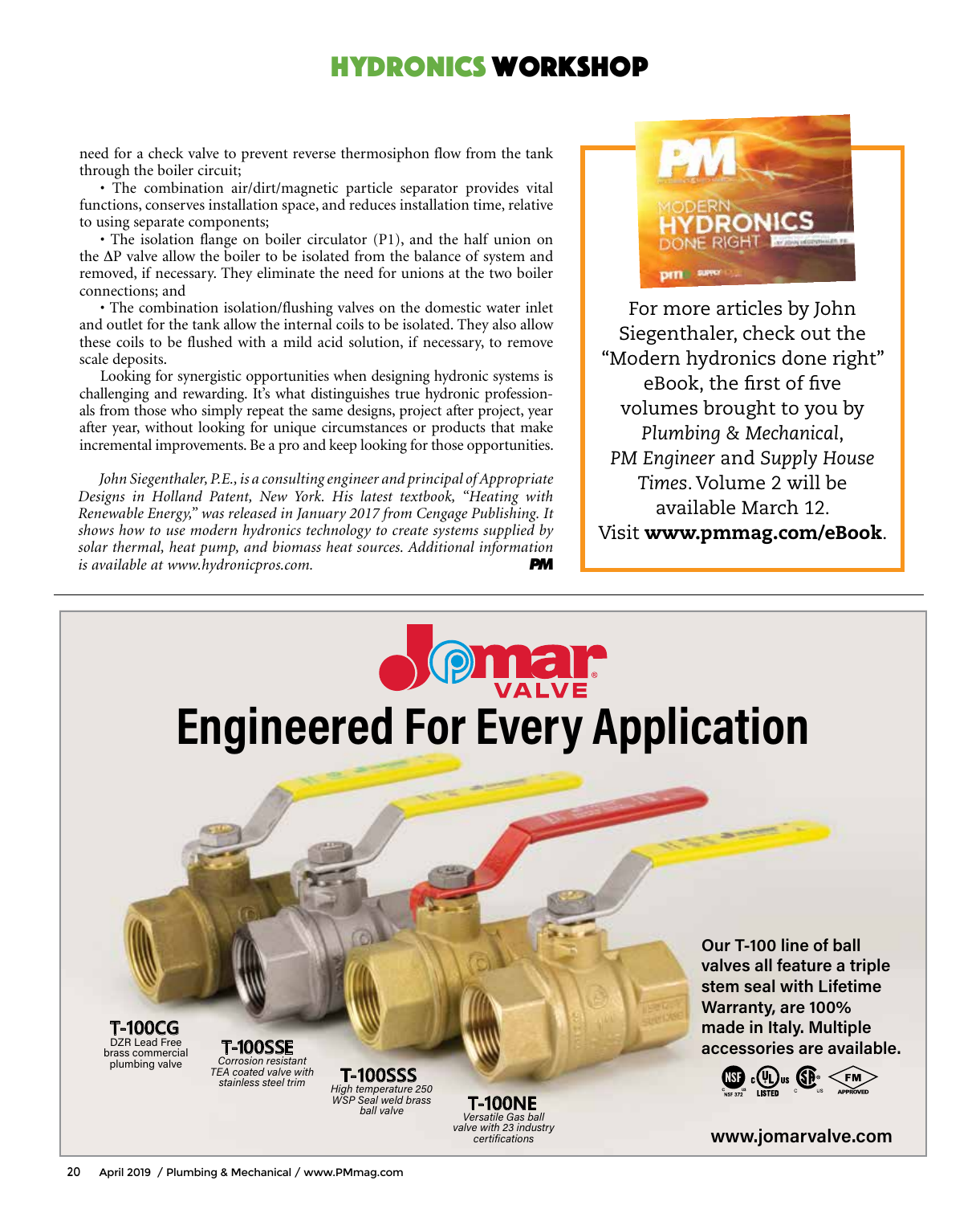need for a check valve to prevent reverse thermosiphon flow from the tank through the boiler circuit;

• The combination air/dirt/magnetic particle separator provides vital functions, conserves installation space, and reduces installation time, relative to using separate components;

• The isolation flange on boiler circulator (P1), and the half union on the ΔP valve allow the boiler to be isolated from the balance of system and removed, if necessary. They eliminate the need for unions at the two boiler connections; and

• The combination isolation/flushing valves on the domestic water inlet and outlet for the tank allow the internal coils to be isolated. They also allow these coils to be flushed with a mild acid solution, if necessary, to remove scale deposits.

Looking for synergistic opportunities when designing hydronic systems is challenging and rewarding. It's what distinguishes true hydronic professionals from those who simply repeat the same designs, project after project, year after year, without looking for unique circumstances or products that make incremental improvements. Be a pro and keep looking for those opportunities.

*John Siegenthaler, P.E., is a consulting engineer and principal of Appropriate Designs in Holland Patent, New York. His latest textbook, "Heating with Renewable Energy," was released in January 2017 from Cengage Publishing. It shows how to use modern hydronics technology to create systems supplied by solar thermal, heat pump, and biomass heat sources. Additional information is available at www.hydronicpros.com.*

For more articles by John Siegenthaler, check out the "Modern hydronics done right" eBook, the first of five volumes brought to you by *Plumbing & Mechanical*, *PM Engineer* and *Supply House Times*. Volume 2 will be available March 12. Visit **www.pmmag.com/eBook**.

Jomar Valve

**Engineered For Every Application**

**T-100CG** DZR Lead Free brass commercial plumbing valve

**T-100SSE** *Corrosion resistant TEA coated valve with stainless steel trim*

**T-100SSS** *High temperature 250 WSP Seal weld brass ball valve*

**T-100NE** *Versatile Gas ball valve with 23 industry certifications*

**Our T-100 line of ball valves all feature a triple stem seal with Lifetime Warranty, are 100% made in Italy. Multiple accessories are available.**

**www.jomarvalve.com**